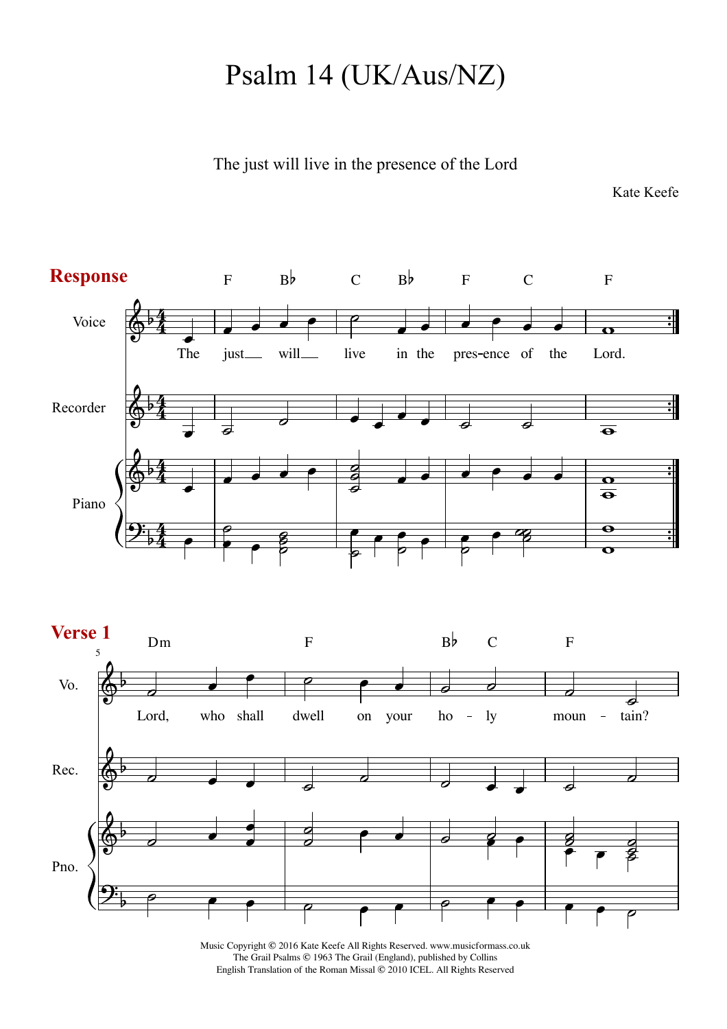# Psalm 14 (UK/Aus/NZ)

The just will live in the presence of the Lord

Kate Keefe

## Response

F Bb C Bb F C F

The just will live in the presence of the Lord.

## Verse 1

Dm F Bb C F

Lord, who shall dwell on your holy mountain?

Music Copyright © 2016 Kate Keefe All Rights Reserved. www.musicformass.co.uk
The Grail Psalms © 1963 The Grail (England), published by Collins
English Translation of the Roman Missal © 2010 ICEL. All Rights Reserved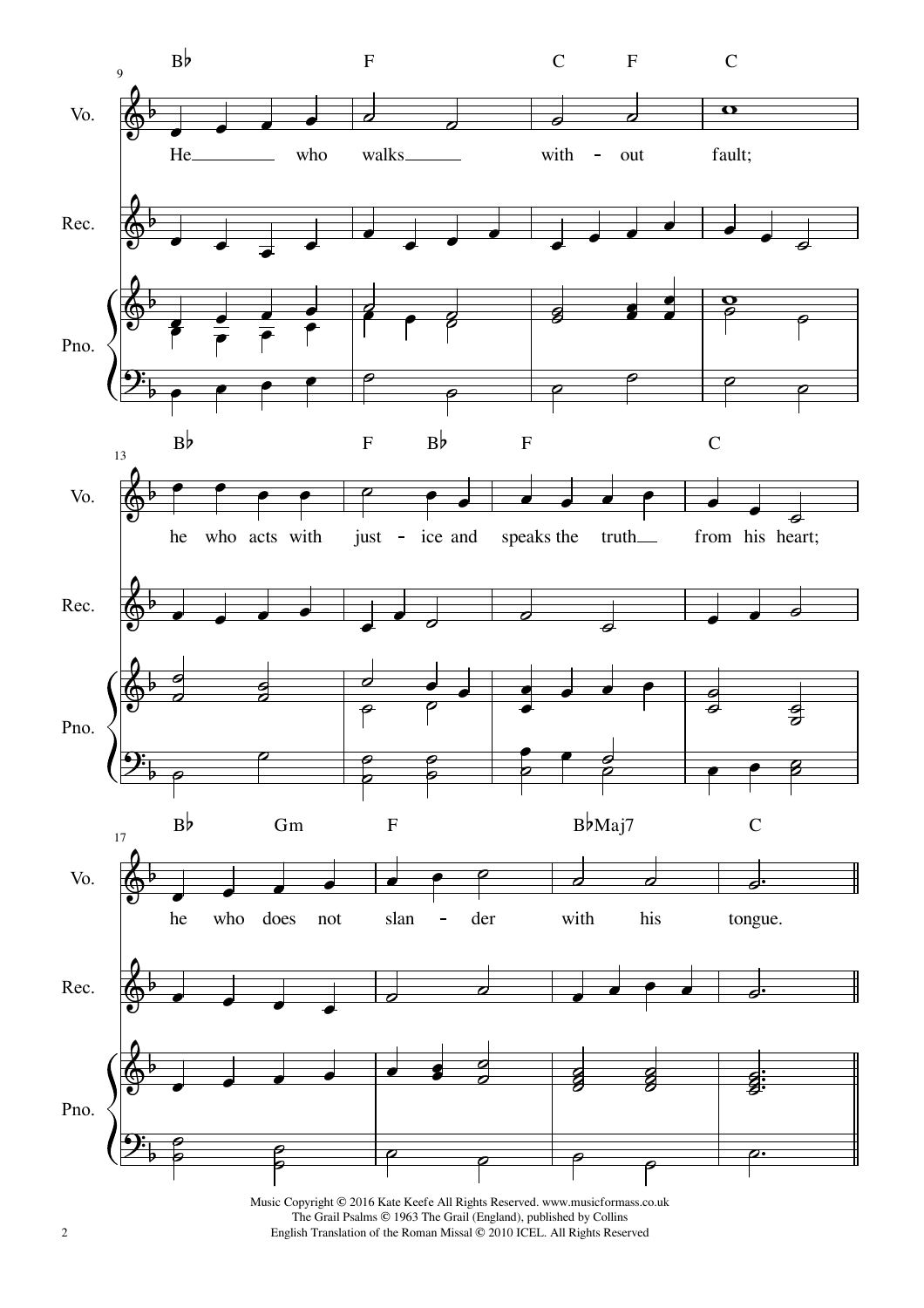Music Copyright © 2016 Kate Keefe All Rights Reserved. www.musicformass.co.uk
The Grail Psalms © 1963 The Grail (England), published by Collins
English Translation of the Roman Missal © 2010 ICEL. All Rights Reserved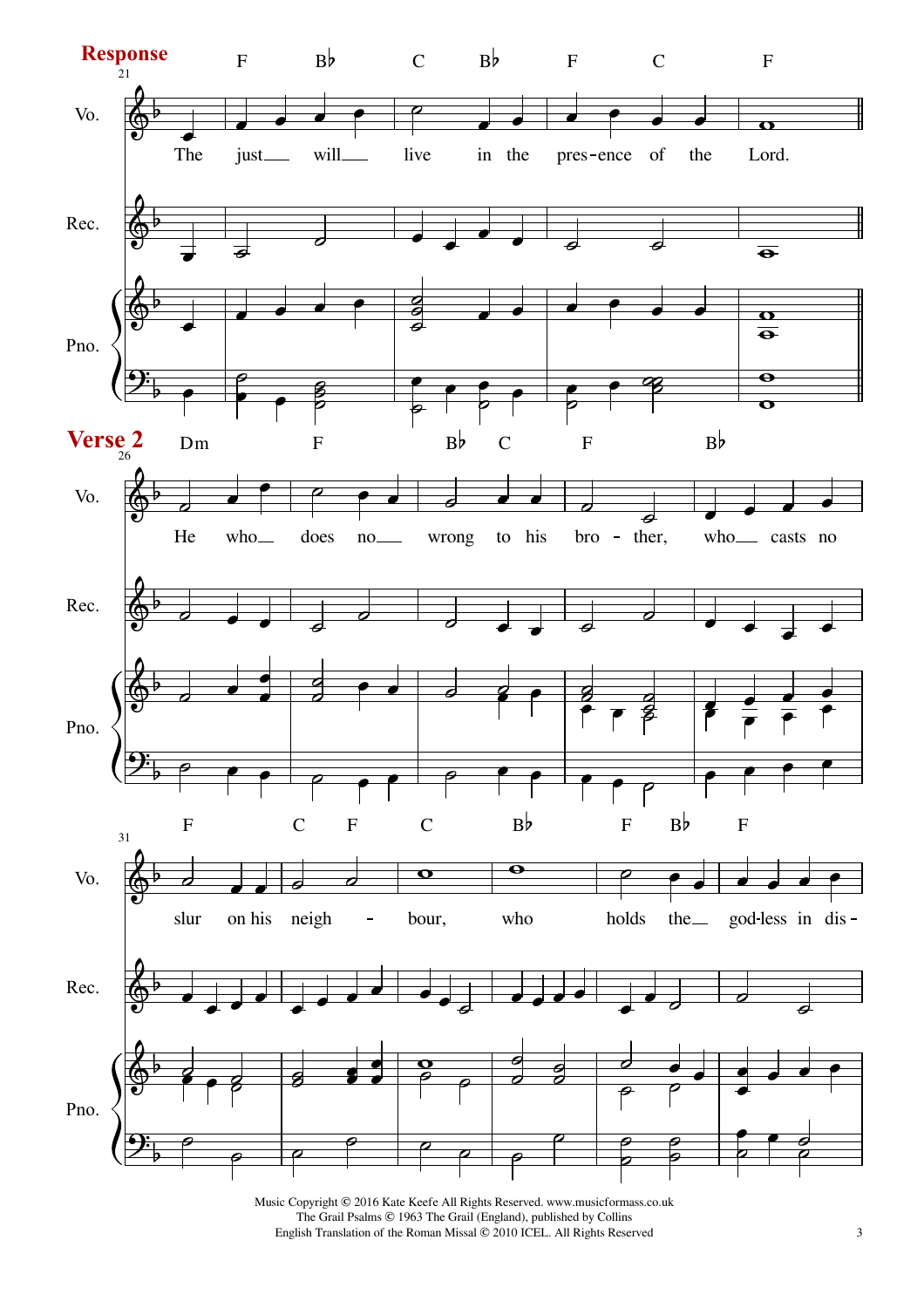**Response**

The just will live in the presence of the Lord.

**Verse 2**

He who does no wrong to his brother, who casts no slur on his neighbour, who holds the god-less in dis-

Music Copyright © 2016 Kate Keefe All Rights Reserved. www.musicformass.co.uk
The Grail Psalms © 1963 The Grail (England), published by Collins
English Translation of the Roman Missal © 2010 ICEL. All Rights Reserved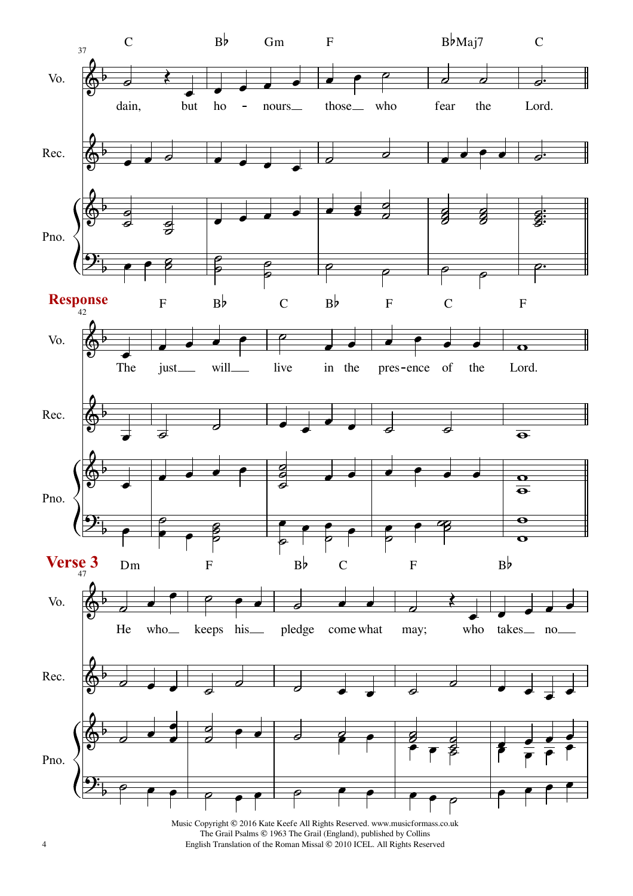**Response**

**Verse 3**

Music Copyright © 2016 Kate Keefe All Rights Reserved. www.musicformass.co.uk
The Grail Psalms © 1963 The Grail (England), published by Collins
English Translation of the Roman Missal © 2010 ICEL. All Rights Reserved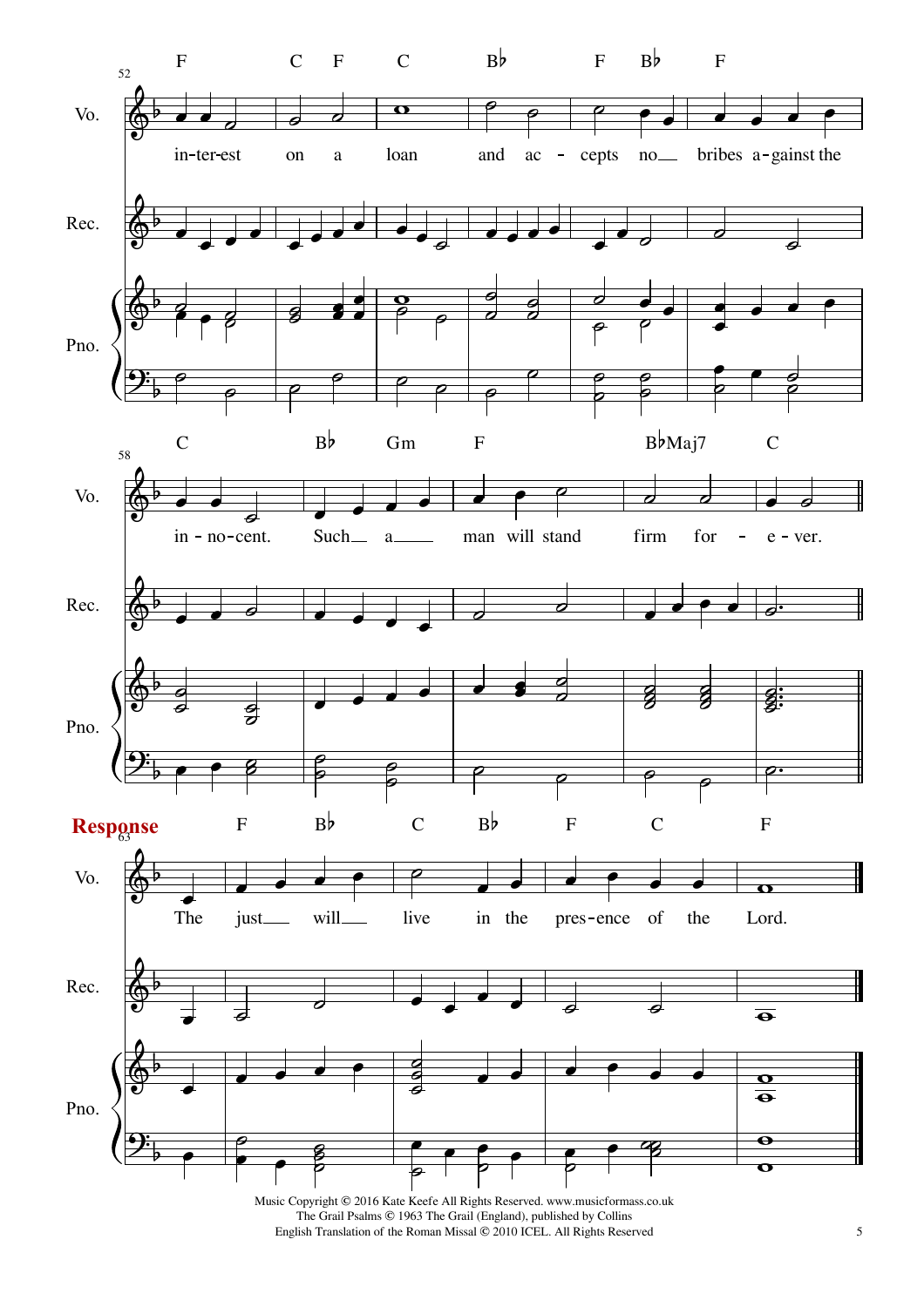**Response**

Music Copyright © 2016 Kate Keefe All Rights Reserved. www.musicformass.co.uk
The Grail Psalms © 1963 The Grail (England), published by Collins
English Translation of the Roman Missal © 2010 ICEL. All Rights Reserved